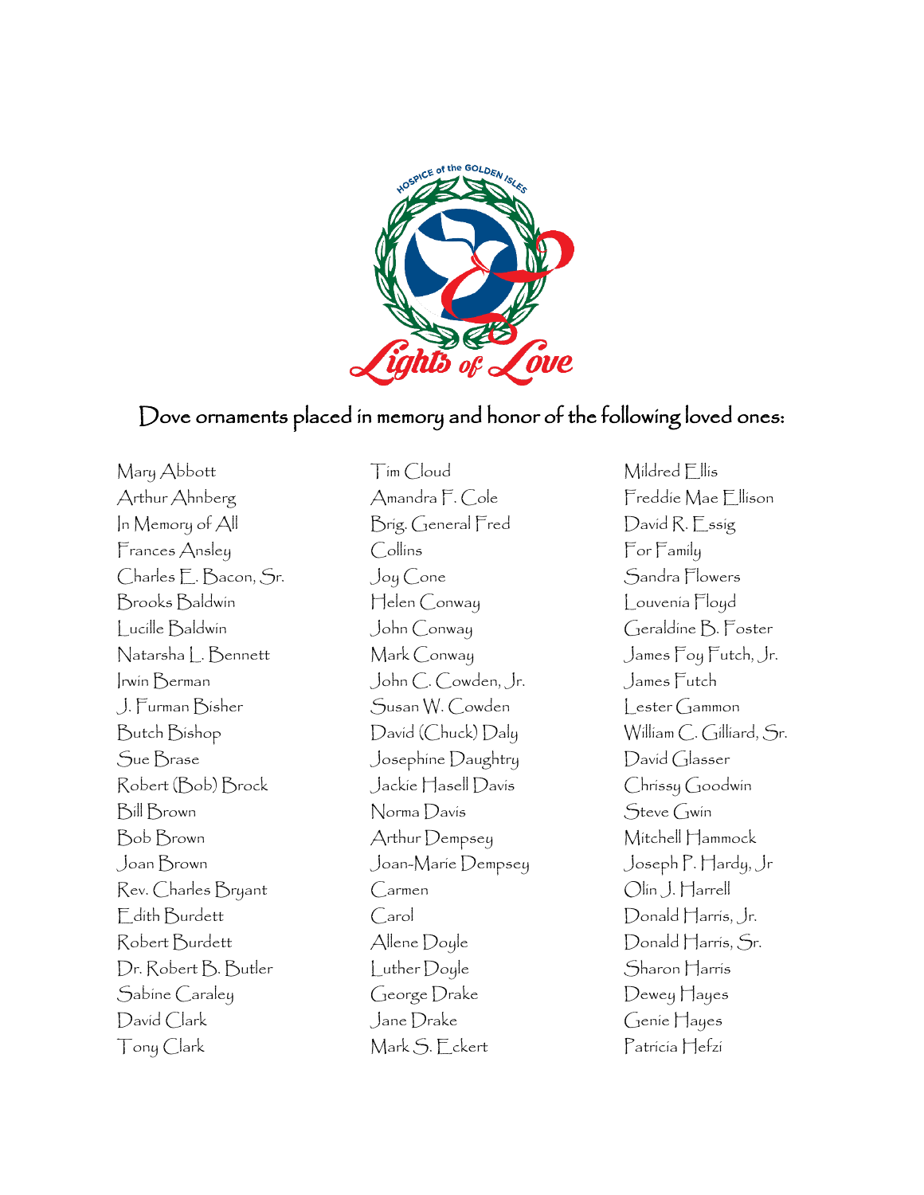HOSPICE of the GOLDEN ISLES

Lights of Love

## Dove ornaments placed in memory and honor of the following loved ones:

Mary Abbott
Arthur Ahnberg
In Memory of All
Frances Ansley
Charles E. Bacon, Sr.
Brooks Baldwin
Lucille Baldwin
Natarsha L. Bennett
Irwin Berman
J. Furman Bisher
Butch Bishop
Sue Brase
Robert (Bob) Brock
Bill Brown
Bob Brown
Joan Brown
Rev. Charles Bryant
Edith Burdett
Robert Burdett
Dr. Robert B. Butler
Sabine Caraley
David Clark
Tony Clark
Tim Cloud
Amandra F. Cole
Brig. General Fred Collins
Joy Cone
Helen Conway
John Conway
Mark Conway
John C. Cowden, Jr.
Susan W. Cowden
David (Chuck) Daly
Josephine Daughtry
Jackie Hasell Davis
Norma Davis
Arthur Dempsey
Joan-Marie Dempsey
Carmen
Carol
Allene Doyle
Luther Doyle
George Drake
Jane Drake
Mark S. Eckert
Mildred Ellis
Freddie Mae Ellison
David R. Essig
For Family
Sandra Flowers
Louvenia Floyd
Geraldine B. Foster
James Foy Futch, Jr.
James Futch
Lester Gammon
William C. Gilliard, Sr.
David Glasser
Chrissy Goodwin
Steve Gwin
Mitchell Hammock
Joseph P. Hardy, Jr
Olin J. Harrell
Donald Harris, Jr.
Donald Harris, Sr.
Sharon Harris
Dewey Hayes
Genie Hayes
Patricia Hefzi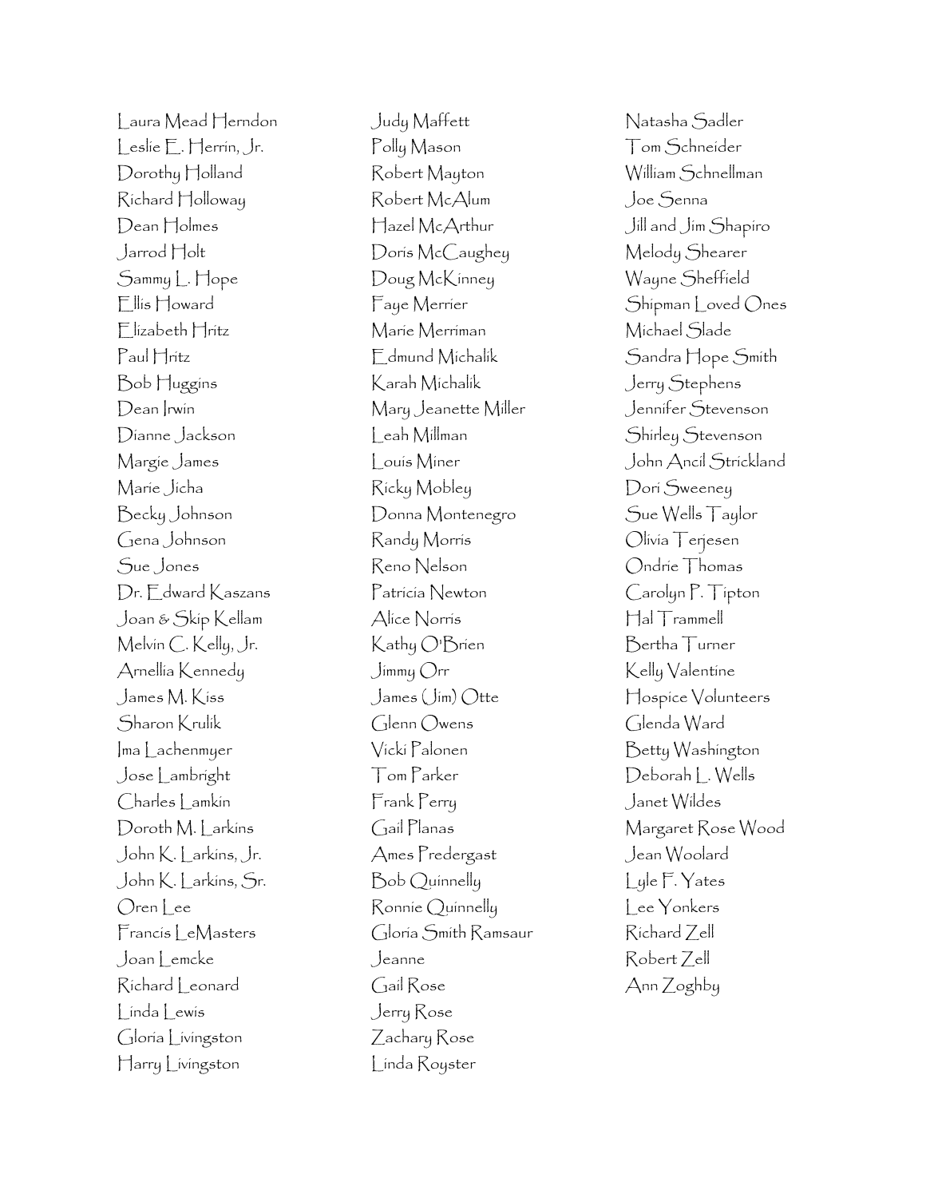Laura Mead Herndon
Leslie E. Herrin, Jr.
Dorothy Holland
Richard Holloway
Dean Holmes
Jarrod Holt
Sammy L. Hope
Ellis Howard
Elizabeth Hritz
Paul Hritz
Bob Huggins
Dean Irwin
Dianne Jackson
Margie James
Marie Jicha
Becky Johnson
Gena Johnson
Sue Jones
Dr. Edward Kaszans
Joan & Skip Kellam
Melvin C. Kelly, Jr.
Arnellia Kennedy
James M. Kiss
Sharon Krulik
Ima Lachenmyer
Jose Lambright
Charles Lamkin
Doroth M. Larkins
John K. Larkins, Jr.
John K. Larkins, Sr.
Oren Lee
Francis LeMasters
Joan Lemcke
Richard Leonard
Linda Lewis
Gloria Livingston
Harry Livingston

Judy Maffett
Polly Mason
Robert Mayton
Robert McAlum
Hazel McArthur
Doris McCaughey
Doug McKinney
Faye Merrier
Marie Merriman
Edmund Michalik
Karah Michalik
Mary Jeanette Miller
Leah Millman
Louis Miner
Ricky Mobley
Donna Montenegro
Randy Morris
Reno Nelson
Patricia Newton
Alice Norris
Kathy O'Brien
Jimmy Orr
James (Jim) Otte
Glenn Owens
Vicki Palonen
Tom Parker
Frank Perry
Gail Planas
Ames Predergast
Bob Quinnelly
Ronnie Quinnelly
Gloria Smith Ramsaur
Jeanne
Gail Rose
Jerry Rose
Zachary Rose
Linda Royster

Natasha Sadler
Tom Schneider
William Schnellman
Joe Senna
Jill and Jim Shapiro
Melody Shearer
Wayne Sheffield
Shipman Loved Ones
Michael Slade
Sandra Hope Smith
Jerry Stephens
Jennifer Stevenson
Shirley Stevenson
John Ancil Strickland
Dori Sweeney
Sue Wells Taylor
Olivia Terjesen
Ondrie Thomas
Carolyn P. Tipton
Hal Trammell
Bertha Turner
Kelly Valentine
Hospice Volunteers
Glenda Ward
Betty Washington
Deborah L. Wells
Janet Wildes
Margaret Rose Wood
Jean Woolard
Lyle F. Yates
Lee Yonkers
Richard Zell
Robert Zell
Ann Zoghby